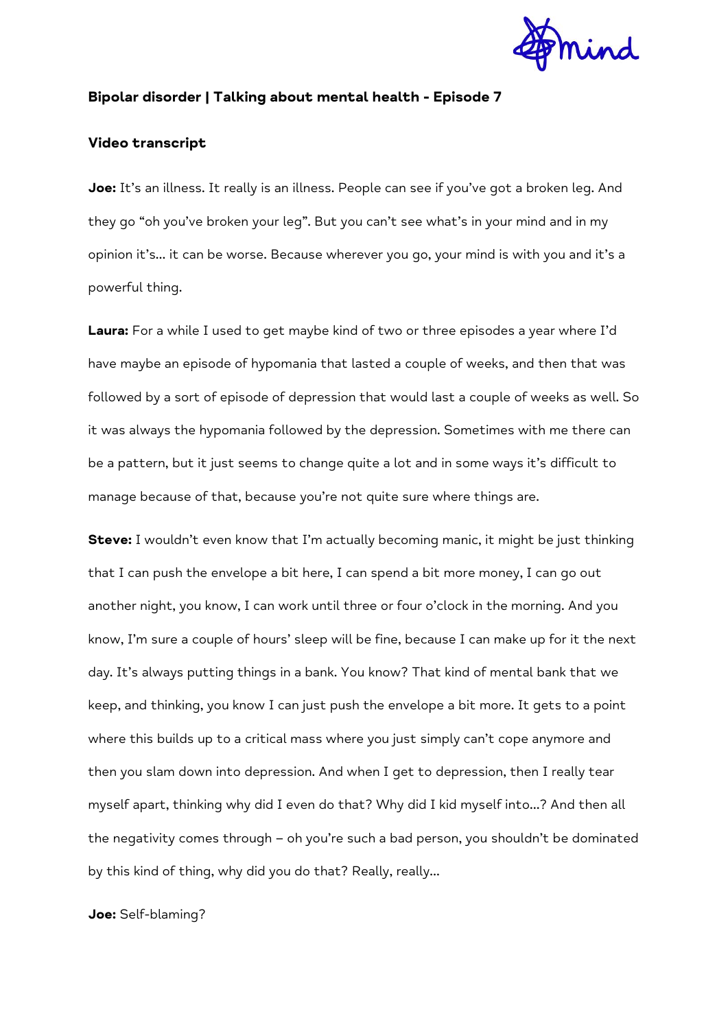**Bipolar disorder | Talking about mental health - Episode 7**

**Video transcript**

**Joe:** It's an illness. It really is an illness. People can see if you've got a broken leg. And they go "oh you've broken your leg". But you can't see what's in your mind and in my opinion it's... it can be worse. Because wherever you go, your mind is with you and it's a powerful thing.

**Laura:** For a while I used to get maybe kind of two or three episodes a year where I'd have maybe an episode of hypomania that lasted a couple of weeks, and then that was followed by a sort of episode of depression that would last a couple of weeks as well. So it was always the hypomania followed by the depression. Sometimes with me there can be a pattern, but it just seems to change quite a lot and in some ways it's difficult to manage because of that, because you're not quite sure where things are.

**Steve:** I wouldn't even know that I'm actually becoming manic, it might be just thinking that I can push the envelope a bit here, I can spend a bit more money, I can go out another night, you know, I can work until three or four o'clock in the morning. And you know, I'm sure a couple of hours' sleep will be fine, because I can make up for it the next day. It's always putting things in a bank. You know? That kind of mental bank that we keep, and thinking, you know I can just push the envelope a bit more. It gets to a point where this builds up to a critical mass where you just simply can't cope anymore and then you slam down into depression. And when I get to depression, then I really tear myself apart, thinking why did I even do that? Why did I kid myself into...? And then all the negativity comes through – oh you're such a bad person, you shouldn't be dominated by this kind of thing, why did you do that? Really, really...

**Joe:** Self-blaming?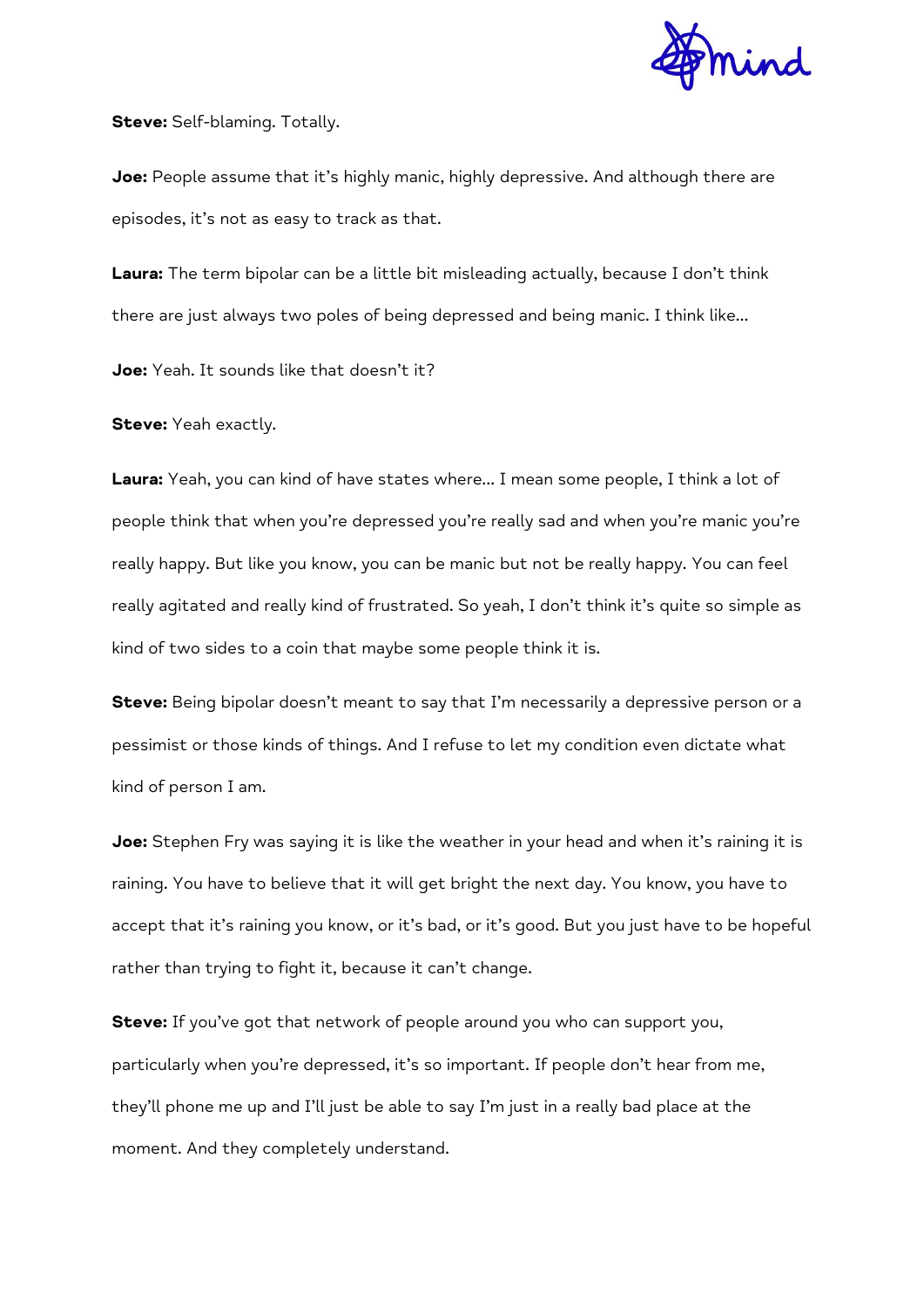**Steve:** Self-blaming. Totally.

**Joe:** People assume that it's highly manic, highly depressive. And although there are episodes, it's not as easy to track as that.

**Laura:** The term bipolar can be a little bit misleading actually, because I don't think there are just always two poles of being depressed and being manic. I think like...

**Joe:** Yeah. It sounds like that doesn't it?

**Steve:** Yeah exactly.

**Laura:** Yeah, you can kind of have states where... I mean some people, I think a lot of people think that when you're depressed you're really sad and when you're manic you're really happy. But like you know, you can be manic but not be really happy. You can feel really agitated and really kind of frustrated. So yeah, I don't think it's quite so simple as kind of two sides to a coin that maybe some people think it is.

**Steve:** Being bipolar doesn't meant to say that I'm necessarily a depressive person or a pessimist or those kinds of things. And I refuse to let my condition even dictate what kind of person I am.

**Joe:** Stephen Fry was saying it is like the weather in your head and when it's raining it is raining. You have to believe that it will get bright the next day. You know, you have to accept that it's raining you know, or it's bad, or it's good. But you just have to be hopeful rather than trying to fight it, because it can't change.

**Steve:** If you've got that network of people around you who can support you, particularly when you're depressed, it's so important. If people don't hear from me, they'll phone me up and I'll just be able to say I'm just in a really bad place at the moment. And they completely understand.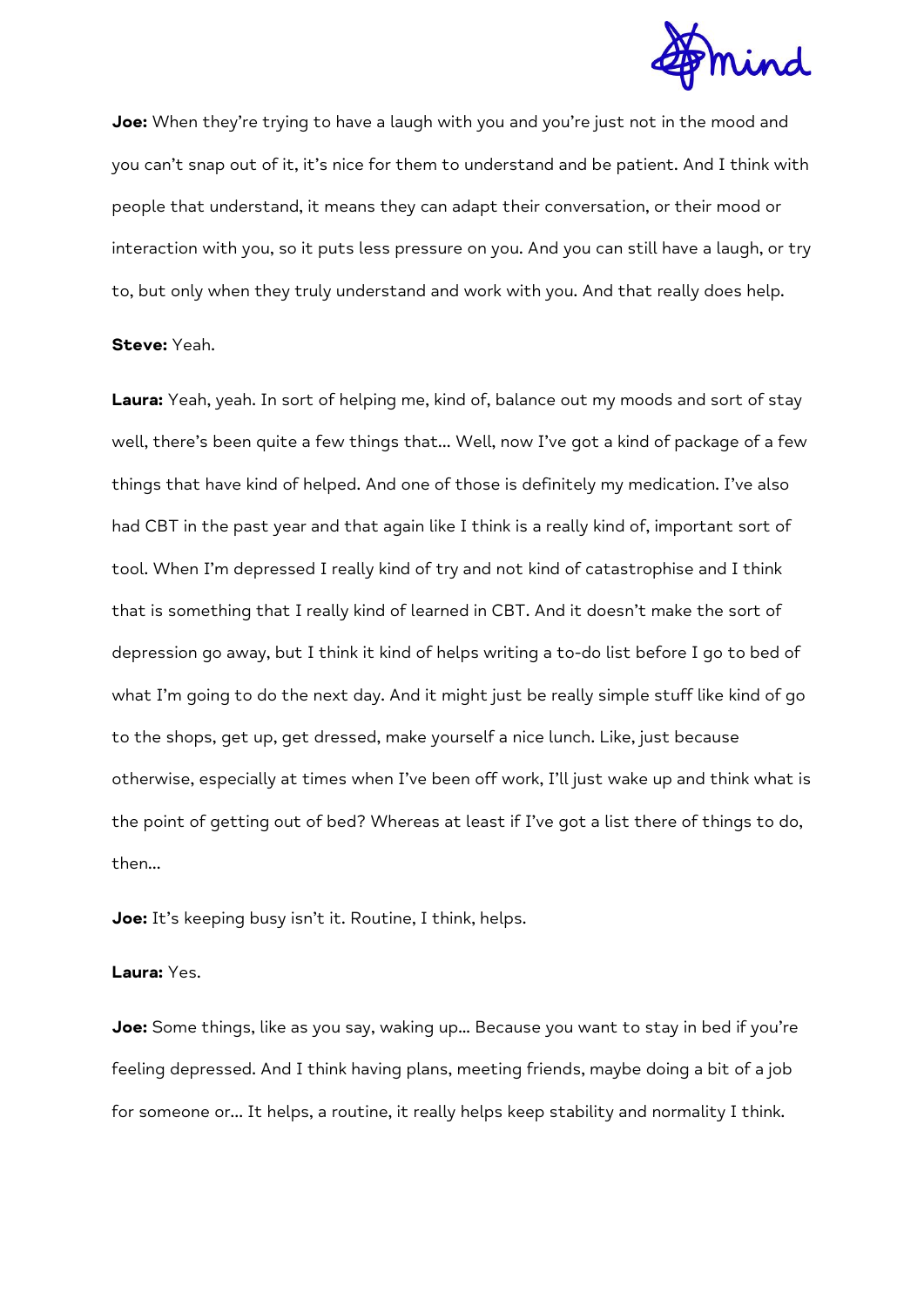**Joe:** When they're trying to have a laugh with you and you're just not in the mood and you can't snap out of it, it's nice for them to understand and be patient. And I think with people that understand, it means they can adapt their conversation, or their mood or interaction with you, so it puts less pressure on you. And you can still have a laugh, or try to, but only when they truly understand and work with you. And that really does help.

**Steve:** Yeah.

**Laura:** Yeah, yeah. In sort of helping me, kind of, balance out my moods and sort of stay well, there's been quite a few things that… Well, now I've got a kind of package of a few things that have kind of helped. And one of those is definitely my medication. I've also had CBT in the past year and that again like I think is a really kind of, important sort of tool. When I'm depressed I really kind of try and not kind of catastrophise and I think that is something that I really kind of learned in CBT. And it doesn't make the sort of depression go away, but I think it kind of helps writing a to-do list before I go to bed of what I'm going to do the next day. And it might just be really simple stuff like kind of go to the shops, get up, get dressed, make yourself a nice lunch. Like, just because otherwise, especially at times when I've been off work, I'll just wake up and think what is the point of getting out of bed? Whereas at least if I've got a list there of things to do, then…

**Joe:** It's keeping busy isn't it. Routine, I think, helps.

**Laura:** Yes.

**Joe:** Some things, like as you say, waking up… Because you want to stay in bed if you're feeling depressed. And I think having plans, meeting friends, maybe doing a bit of a job for someone or… It helps, a routine, it really helps keep stability and normality I think.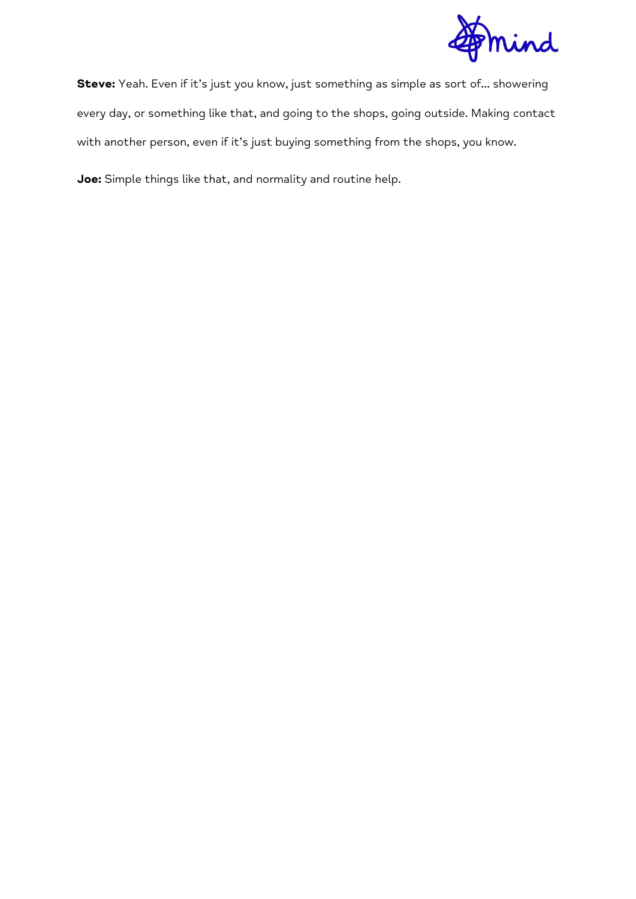**Steve:** Yeah. Even if it's just you know, just something as simple as sort of... showering every day, or something like that, and going to the shops, going outside. Making contact with another person, even if it's just buying something from the shops, you know.

**Joe:** Simple things like that, and normality and routine help.